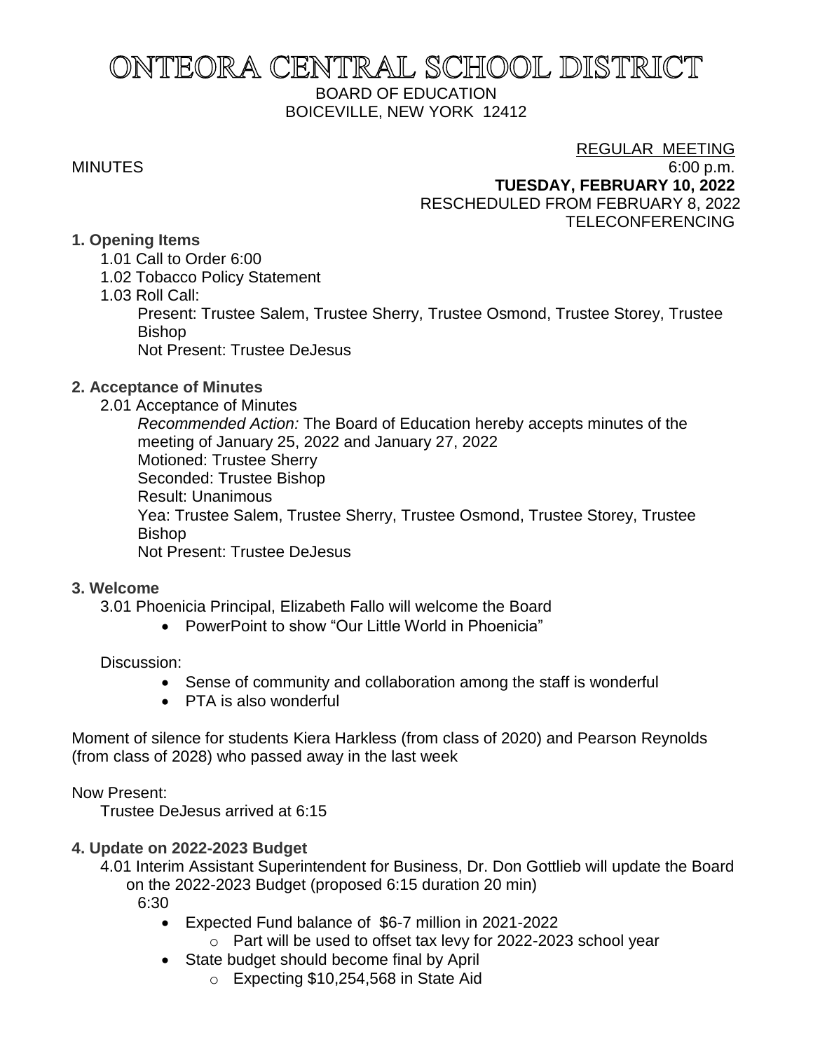# ONTEORA CENTRAL SCHOOL DISTRICT

BOARD OF EDUCATION
BOICEVILLE, NEW YORK 12412

REGULAR MEETING

MINUTES 6:00 p.m.

**TUESDAY, FEBRUARY 10, 2022**

RESCHEDULED FROM FEBRUARY 8, 2022

TELECONFERENCING

**1. Opening Items**

1.01 Call to Order 6:00

1.02 Tobacco Policy Statement

1.03 Roll Call:

Present: Trustee Salem, Trustee Sherry, Trustee Osmond, Trustee Storey, Trustee Bishop

Not Present: Trustee DeJesus

**2. Acceptance of Minutes**

2.01 Acceptance of Minutes

*Recommended Action:* The Board of Education hereby accepts minutes of the meeting of January 25, 2022 and January 27, 2022

Motioned: Trustee Sherry

Seconded: Trustee Bishop

Result: Unanimous

Yea: Trustee Salem, Trustee Sherry, Trustee Osmond, Trustee Storey, Trustee Bishop

Not Present: Trustee DeJesus

**3. Welcome**

3.01 Phoenicia Principal, Elizabeth Fallo will welcome the Board

- PowerPoint to show "Our Little World in Phoenicia"

Discussion:

- Sense of community and collaboration among the staff is wonderful
- PTA is also wonderful

Moment of silence for students Kiera Harkless (from class of 2020) and Pearson Reynolds (from class of 2028) who passed away in the last week

Now Present:

Trustee DeJesus arrived at 6:15

**4. Update on 2022-2023 Budget**

4.01 Interim Assistant Superintendent for Business, Dr. Don Gottlieb will update the Board on the 2022-2023 Budget (proposed 6:15 duration 20 min)

6:30

- Expected Fund balance of $6-7 million in 2021-2022
  - Part will be used to offset tax levy for 2022-2023 school year
- State budget should become final by April
  - Expecting $10,254,568 in State Aid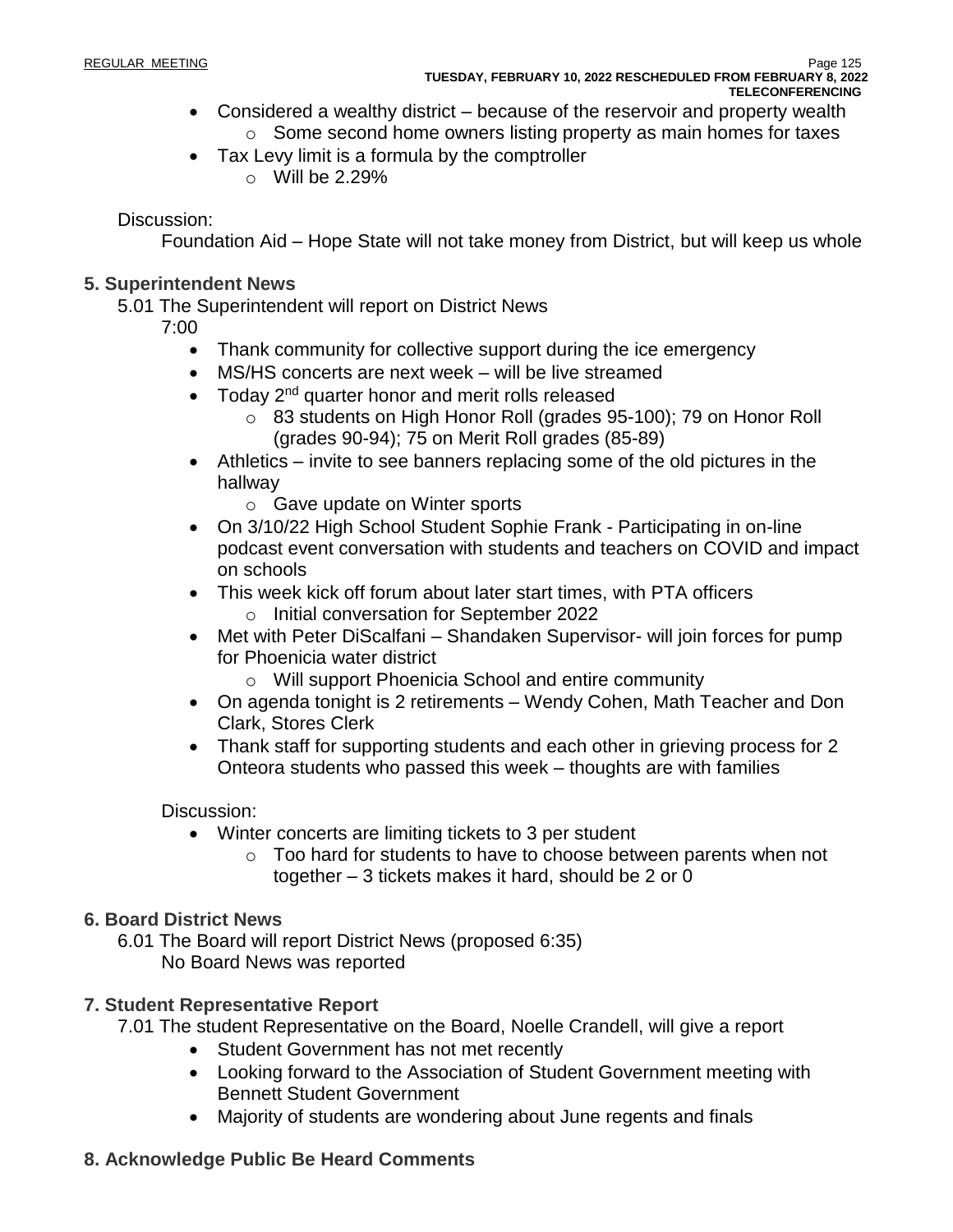- Considered a wealthy district – because of the reservoir and property wealth
  - Some second home owners listing property as main homes for taxes
- Tax Levy limit is a formula by the comptroller
  - Will be 2.29%

Discussion:

Foundation Aid – Hope State will not take money from District, but will keep us whole

## 5. Superintendent News

5.01 The Superintendent will report on District News

7:00

- Thank community for collective support during the ice emergency
- MS/HS concerts are next week – will be live streamed
- Today 2nd quarter honor and merit rolls released
  - 83 students on High Honor Roll (grades 95-100); 79 on Honor Roll (grades 90-94); 75 on Merit Roll grades (85-89)
- Athletics – invite to see banners replacing some of the old pictures in the hallway
  - Gave update on Winter sports
- On 3/10/22 High School Student Sophie Frank - Participating in on-line podcast event conversation with students and teachers on COVID and impact on schools
- This week kick off forum about later start times, with PTA officers
  - Initial conversation for September 2022
- Met with Peter DiScalfani – Shandaken Supervisor- will join forces for pump for Phoenicia water district
  - Will support Phoenicia School and entire community
- On agenda tonight is 2 retirements – Wendy Cohen, Math Teacher and Don Clark, Stores Clerk
- Thank staff for supporting students and each other in grieving process for 2 Onteora students who passed this week – thoughts are with families

Discussion:

- Winter concerts are limiting tickets to 3 per student
  - Too hard for students to have to choose between parents when not together – 3 tickets makes it hard, should be 2 or 0

## 6. Board District News

6.01 The Board will report District News (proposed 6:35)

No Board News was reported

## 7. Student Representative Report

7.01 The student Representative on the Board, Noelle Crandell, will give a report

- Student Government has not met recently
- Looking forward to the Association of Student Government meeting with Bennett Student Government
- Majority of students are wondering about June regents and finals

## 8. Acknowledge Public Be Heard Comments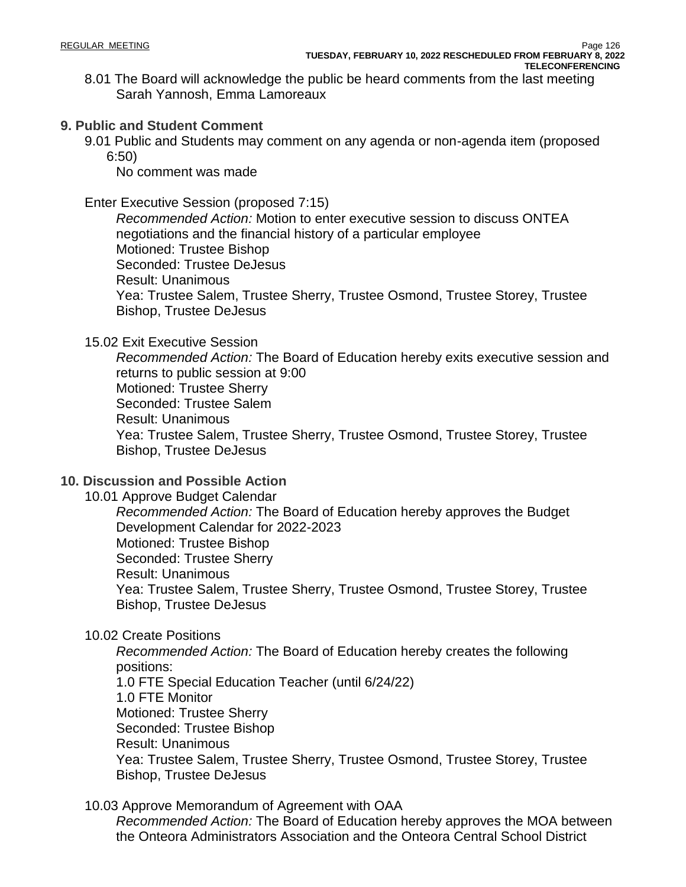8.01 The Board will acknowledge the public be heard comments from the last meeting
Sarah Yannosh, Emma Lamoreaux

**9. Public and Student Comment**

9.01 Public and Students may comment on any agenda or non-agenda item (proposed 6:50)
No comment was made

Enter Executive Session (proposed 7:15)
*Recommended Action:* Motion to enter executive session to discuss ONTEA negotiations and the financial history of a particular employee
Motioned: Trustee Bishop
Seconded: Trustee DeJesus
Result: Unanimous
Yea: Trustee Salem, Trustee Sherry, Trustee Osmond, Trustee Storey, Trustee Bishop, Trustee DeJesus

15.02 Exit Executive Session
*Recommended Action:* The Board of Education hereby exits executive session and returns to public session at 9:00
Motioned: Trustee Sherry
Seconded: Trustee Salem
Result: Unanimous
Yea: Trustee Salem, Trustee Sherry, Trustee Osmond, Trustee Storey, Trustee Bishop, Trustee DeJesus

**10. Discussion and Possible Action**

10.01 Approve Budget Calendar
*Recommended Action:* The Board of Education hereby approves the Budget Development Calendar for 2022-2023
Motioned: Trustee Bishop
Seconded: Trustee Sherry
Result: Unanimous
Yea: Trustee Salem, Trustee Sherry, Trustee Osmond, Trustee Storey, Trustee Bishop, Trustee DeJesus

10.02 Create Positions
*Recommended Action:* The Board of Education hereby creates the following positions:
1.0 FTE Special Education Teacher (until 6/24/22)
1.0 FTE Monitor
Motioned: Trustee Sherry
Seconded: Trustee Bishop
Result: Unanimous
Yea: Trustee Salem, Trustee Sherry, Trustee Osmond, Trustee Storey, Trustee Bishop, Trustee DeJesus

10.03 Approve Memorandum of Agreement with OAA
*Recommended Action:* The Board of Education hereby approves the MOA between the Onteora Administrators Association and the Onteora Central School District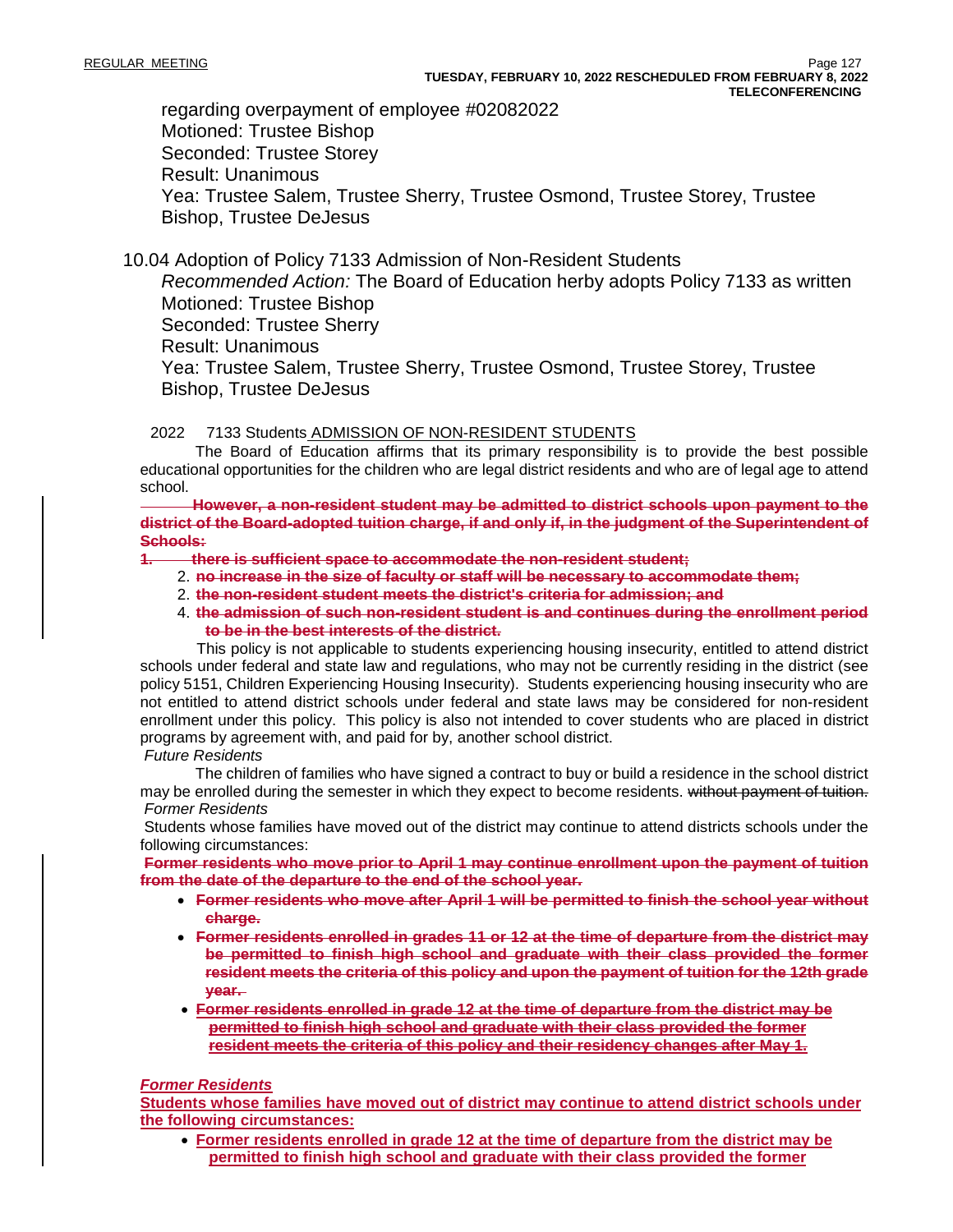regarding overpayment of employee #02082022
Motioned: Trustee Bishop
Seconded: Trustee Storey
Result: Unanimous
Yea: Trustee Salem, Trustee Sherry, Trustee Osmond, Trustee Storey, Trustee Bishop, Trustee DeJesus

10.04 Adoption of Policy 7133 Admission of Non-Resident Students

*Recommended Action:* The Board of Education herby adopts Policy 7133 as written
Motioned: Trustee Bishop
Seconded: Trustee Sherry
Result: Unanimous
Yea: Trustee Salem, Trustee Sherry, Trustee Osmond, Trustee Storey, Trustee Bishop, Trustee DeJesus

2022 7133 Students ADMISSION OF NON-RESIDENT STUDENTS

The Board of Education affirms that its primary responsibility is to provide the best possible educational opportunities for the children who are legal district residents and who are of legal age to attend school.

~~**However, a non-resident student may be admitted to district schools upon payment to the district of the Board-adopted tuition charge, if and only if, in the judgment of the Superintendent of Schools:**~~

1. ~~**there is sufficient space to accommodate the non-resident student;**~~
2. ~~**no increase in the size of faculty or staff will be necessary to accommodate them;**~~
2. ~~**the non-resident student meets the district's criteria for admission; and**~~
4. ~~**the admission of such non-resident student is and continues during the enrollment period to be in the best interests of the district.**~~

This policy is not applicable to students experiencing housing insecurity, entitled to attend district schools under federal and state law and regulations, who may not be currently residing in the district (see policy 5151, Children Experiencing Housing Insecurity). Students experiencing housing insecurity who are not entitled to attend district schools under federal and state laws may be considered for non-resident enrollment under this policy. This policy is also not intended to cover students who are placed in district programs by agreement with, and paid for by, another school district.

*Future Residents*

The children of families who have signed a contract to buy or build a residence in the school district may be enrolled during the semester in which they expect to become residents. ~~without payment of tuition.~~

*Former Residents*

Students whose families have moved out of the district may continue to attend districts schools under the following circumstances:

~~**Former residents who move prior to April 1 may continue enrollment upon the payment of tuition from the date of the departure to the end of the school year.**~~

- ~~**Former residents who move after April 1 will be permitted to finish the school year without charge.**~~
- ~~**Former residents enrolled in grades 11 or 12 at the time of departure from the district may be permitted to finish high school and graduate with their class provided the former resident meets the criteria of this policy and upon the payment of tuition for the 12th grade year.**~~
- ~~**Former residents enrolled in grade 12 at the time of departure from the district may be permitted to finish high school and graduate with their class provided the former resident meets the criteria of this policy and their residency changes after May 1.**~~

***Former Residents***

**Students whose families have moved out of district may continue to attend district schools under the following circumstances:**

- **Former residents enrolled in grade 12 at the time of departure from the district may be permitted to finish high school and graduate with their class provided the former**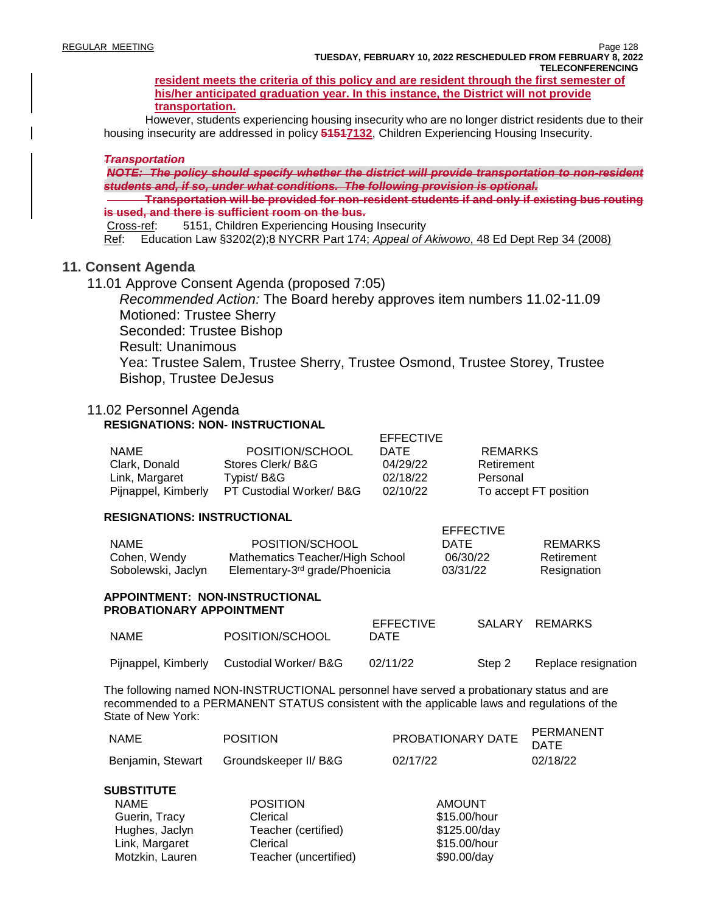**resident meets the criteria of this policy and are resident through the first semester of his/her anticipated graduation year. In this instance, the District will not provide transportation.**

However, students experiencing housing insecurity who are no longer district residents due to their housing insecurity are addressed in policy ~~5151~~**7132**, Children Experiencing Housing Insecurity.

~~***Transportation***~~

~~***NOTE: The policy should specify whether the district will provide transportation to non-resident students and, if so, under what conditions. The following provision is optional.***~~

~~**Transportation will be provided for non-resident students if and only if existing bus routing is used, and there is sufficient room on the bus.**~~

Cross-ref: 5151, Children Experiencing Housing Insecurity

Ref: Education Law §3202(2);8 NYCRR Part 174; *Appeal of Akiwowo*, 48 Ed Dept Rep 34 (2008)

## 11. Consent Agenda

11.01 Approve Consent Agenda (proposed 7:05)

*Recommended Action:* The Board hereby approves item numbers 11.02-11.09

Motioned: Trustee Sherry

Seconded: Trustee Bishop

Result: Unanimous

Yea: Trustee Salem, Trustee Sherry, Trustee Osmond, Trustee Storey, Trustee Bishop, Trustee DeJesus

11.02 Personnel Agenda

**RESIGNATIONS: NON- INSTRUCTIONAL**

| NAME | POSITION/SCHOOL | EFFECTIVE DATE | REMARKS |
|---|---|---|---|
| Clark, Donald | Stores Clerk/ B&G | 04/29/22 | Retirement |
| Link, Margaret | Typist/ B&G | 02/18/22 | Personal |
| Pijnappel, Kimberly | PT Custodial Worker/ B&G | 02/10/22 | To accept FT position |

**RESIGNATIONS: INSTRUCTIONAL**

| NAME | POSITION/SCHOOL | EFFECTIVE DATE | REMARKS |
|---|---|---|---|
| Cohen, Wendy | Mathematics Teacher/High School | 06/30/22 | Retirement |
| Sobolewski, Jaclyn | Elementary-3rd grade/Phoenicia | 03/31/22 | Resignation |

**APPOINTMENT: NON-INSTRUCTIONAL**
**PROBATIONARY APPOINTMENT**

| NAME | POSITION/SCHOOL | EFFECTIVE DATE | SALARY | REMARKS |
|---|---|---|---|---|
| Pijnappel, Kimberly | Custodial Worker/ B&G | 02/11/22 | Step 2 | Replace resignation |

The following named NON-INSTRUCTIONAL personnel have served a probationary status and are recommended to a PERMANENT STATUS consistent with the applicable laws and regulations of the State of New York:

| NAME | POSITION | PROBATIONARY DATE | PERMANENT DATE |
|---|---|---|---|
| Benjamin, Stewart | Groundskeeper II/ B&G | 02/17/22 | 02/18/22 |

**SUBSTITUTE**

| NAME | POSITION | AMOUNT |
|---|---|---|
| Guerin, Tracy | Clerical | $15.00/hour |
| Hughes, Jaclyn | Teacher (certified) | $125.00/day |
| Link, Margaret | Clerical | $15.00/hour |
| Motzkin, Lauren | Teacher (uncertified) | $90.00/day |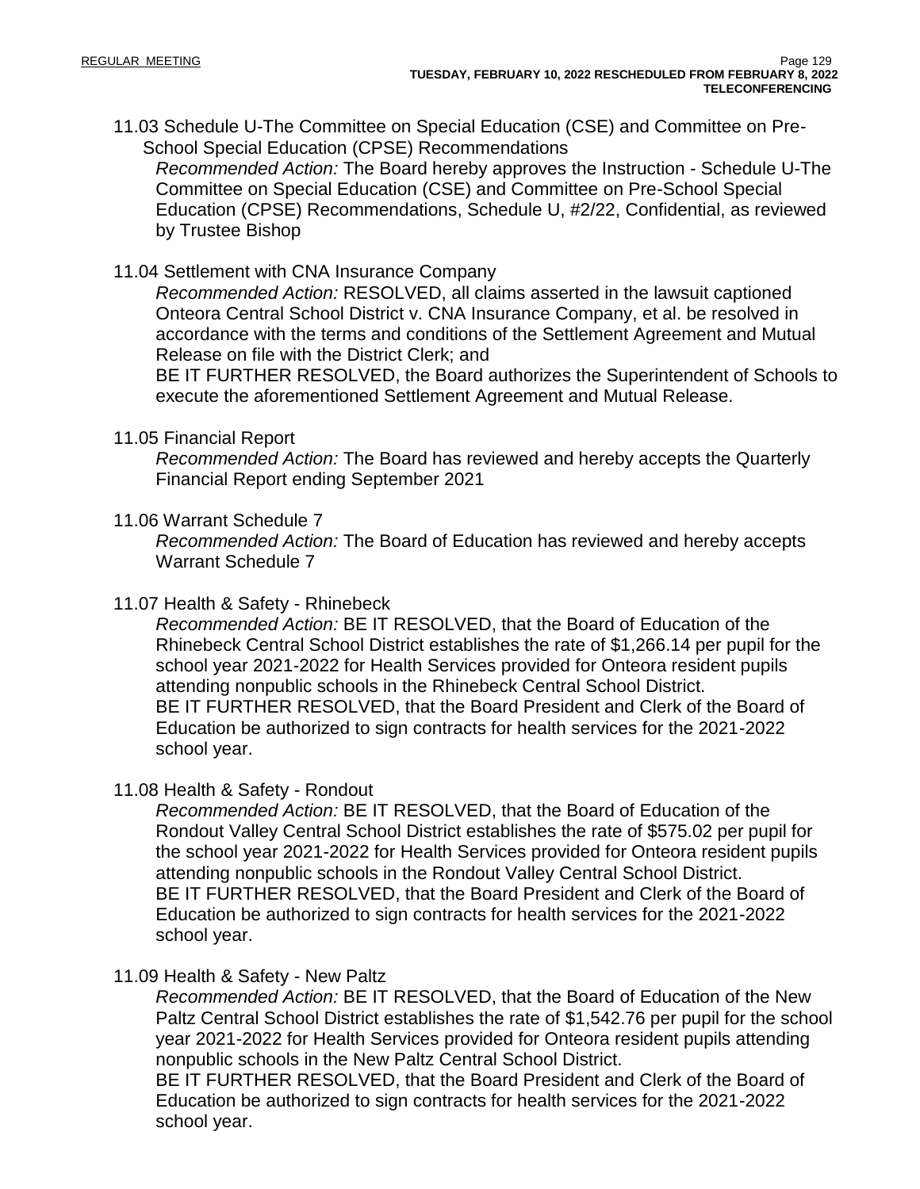11.03 Schedule U-The Committee on Special Education (CSE) and Committee on Pre-School Special Education (CPSE) Recommendations

*Recommended Action:* The Board hereby approves the Instruction - Schedule U-The Committee on Special Education (CSE) and Committee on Pre-School Special Education (CPSE) Recommendations, Schedule U, #2/22, Confidential, as reviewed by Trustee Bishop

11.04 Settlement with CNA Insurance Company

*Recommended Action:* RESOLVED, all claims asserted in the lawsuit captioned Onteora Central School District v. CNA Insurance Company, et al. be resolved in accordance with the terms and conditions of the Settlement Agreement and Mutual Release on file with the District Clerk; and

BE IT FURTHER RESOLVED, the Board authorizes the Superintendent of Schools to execute the aforementioned Settlement Agreement and Mutual Release.

11.05 Financial Report

*Recommended Action:* The Board has reviewed and hereby accepts the Quarterly Financial Report ending September 2021

11.06 Warrant Schedule 7

*Recommended Action:* The Board of Education has reviewed and hereby accepts Warrant Schedule 7

11.07 Health & Safety - Rhinebeck

*Recommended Action:* BE IT RESOLVED, that the Board of Education of the Rhinebeck Central School District establishes the rate of $1,266.14 per pupil for the school year 2021-2022 for Health Services provided for Onteora resident pupils attending nonpublic schools in the Rhinebeck Central School District.

BE IT FURTHER RESOLVED, that the Board President and Clerk of the Board of Education be authorized to sign contracts for health services for the 2021-2022 school year.

11.08 Health & Safety - Rondout

*Recommended Action:* BE IT RESOLVED, that the Board of Education of the Rondout Valley Central School District establishes the rate of $575.02 per pupil for the school year 2021-2022 for Health Services provided for Onteora resident pupils attending nonpublic schools in the Rondout Valley Central School District.

BE IT FURTHER RESOLVED, that the Board President and Clerk of the Board of Education be authorized to sign contracts for health services for the 2021-2022 school year.

11.09 Health & Safety - New Paltz

*Recommended Action:* BE IT RESOLVED, that the Board of Education of the New Paltz Central School District establishes the rate of $1,542.76 per pupil for the school year 2021-2022 for Health Services provided for Onteora resident pupils attending nonpublic schools in the New Paltz Central School District.

BE IT FURTHER RESOLVED, that the Board President and Clerk of the Board of Education be authorized to sign contracts for health services for the 2021-2022 school year.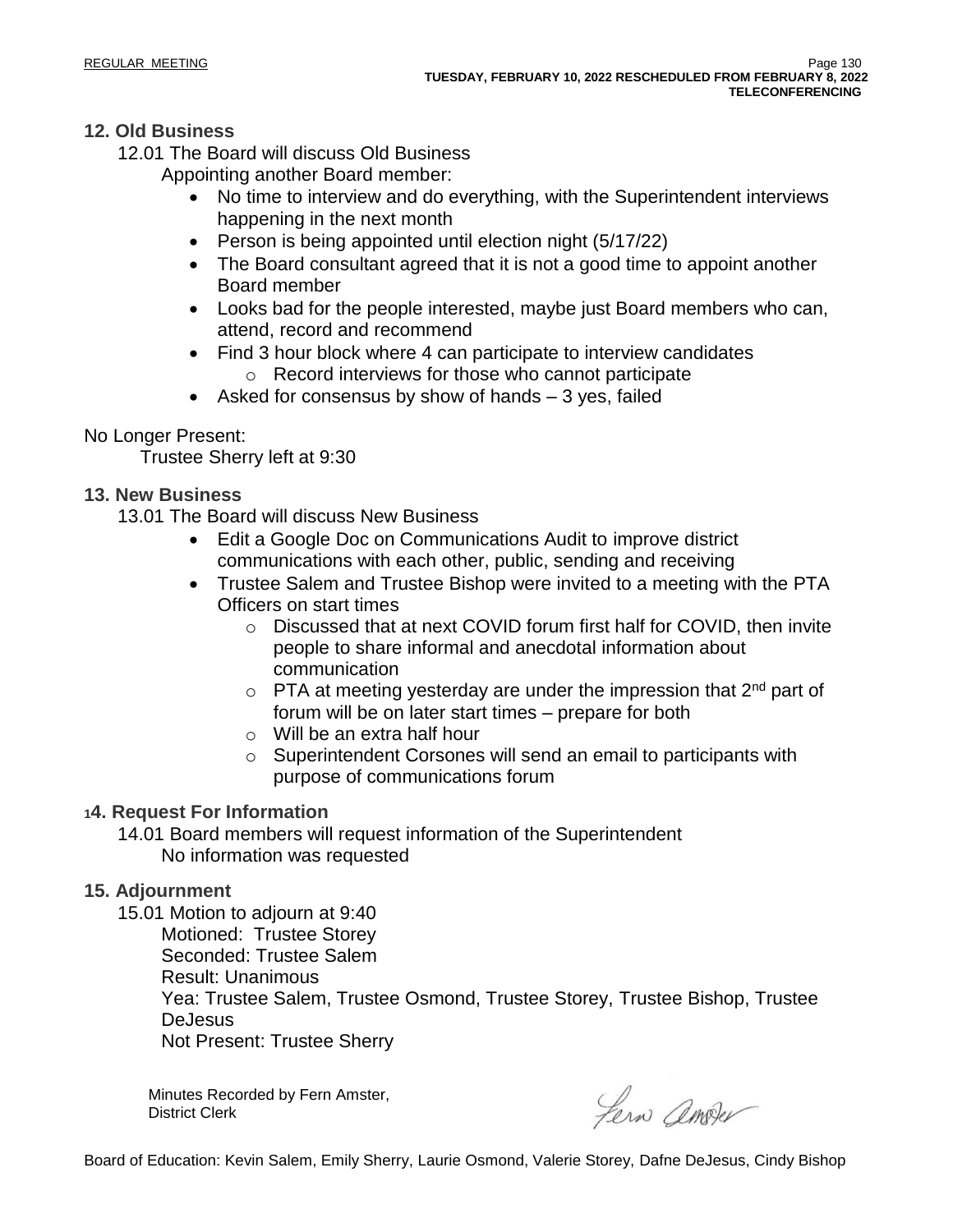## 12. Old Business

12.01 The Board will discuss Old Business

Appointing another Board member:

- No time to interview and do everything, with the Superintendent interviews happening in the next month
- Person is being appointed until election night (5/17/22)
- The Board consultant agreed that it is not a good time to appoint another Board member
- Looks bad for the people interested, maybe just Board members who can, attend, record and recommend
- Find 3 hour block where 4 can participate to interview candidates
  - Record interviews for those who cannot participate
- Asked for consensus by show of hands – 3 yes, failed

No Longer Present:

Trustee Sherry left at 9:30

## 13. New Business

13.01 The Board will discuss New Business

- Edit a Google Doc on Communications Audit to improve district communications with each other, public, sending and receiving
- Trustee Salem and Trustee Bishop were invited to a meeting with the PTA Officers on start times
  - Discussed that at next COVID forum first half for COVID, then invite people to share informal and anecdotal information about communication
  - PTA at meeting yesterday are under the impression that 2nd part of forum will be on later start times – prepare for both
  - Will be an extra half hour
  - Superintendent Corsones will send an email to participants with purpose of communications forum

## 14. Request For Information

14.01 Board members will request information of the Superintendent

No information was requested

## 15. Adjournment

15.01 Motion to adjourn at 9:40

Motioned: Trustee Storey

Seconded: Trustee Salem

Result: Unanimous

Yea: Trustee Salem, Trustee Osmond, Trustee Storey, Trustee Bishop, Trustee DeJesus

Not Present: Trustee Sherry

Minutes Recorded by Fern Amster,
District Clerk

Fern Amster

Board of Education: Kevin Salem, Emily Sherry, Laurie Osmond, Valerie Storey, Dafne DeJesus, Cindy Bishop